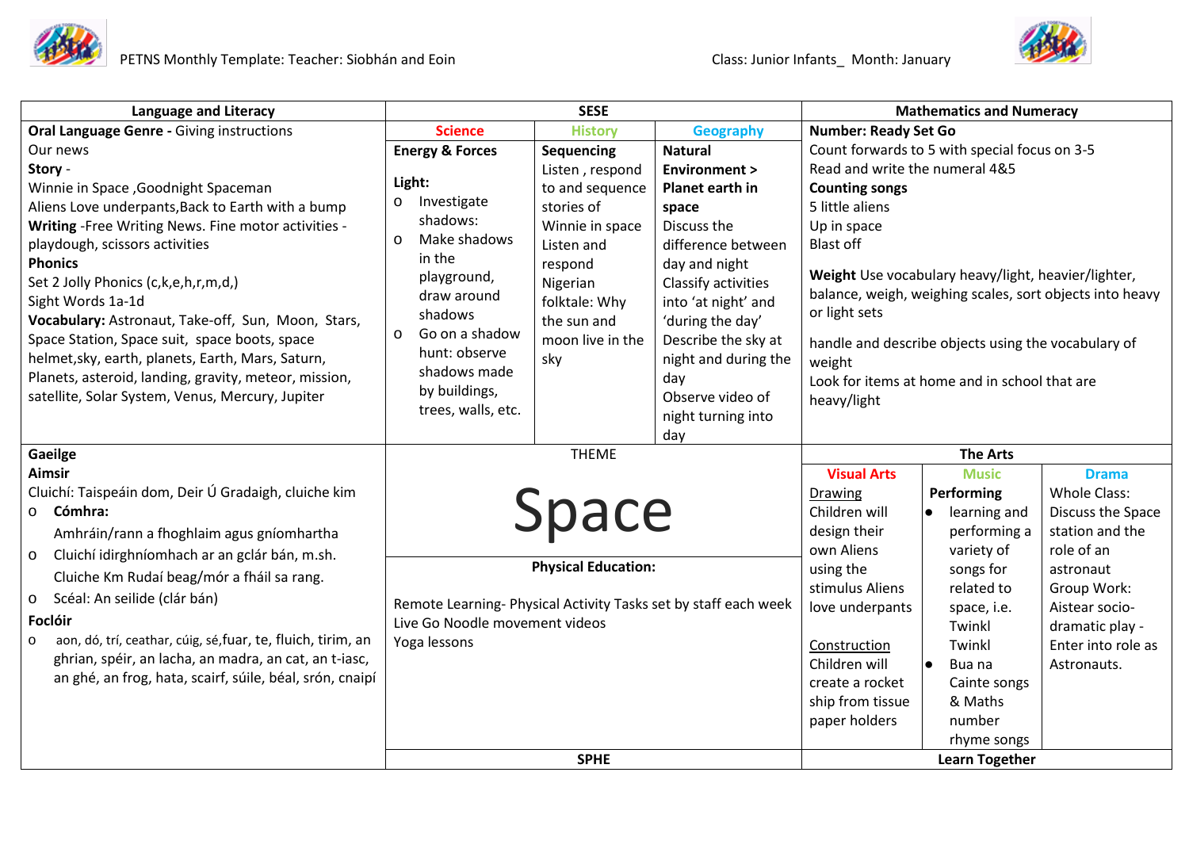PETNS Monthly Template: Teacher: Siobhán and Eoin

Class: Junior Infants_ Month: January

## Language and Literacy

**Oral Language Genre -** Giving instructions

Our news

**Story** -

Winnie in Space ,Goodnight Spaceman

Aliens Love underpants,Back to Earth with a bump

**Writing** -Free Writing News. Fine motor activities - playdough, scissors activities

**Phonics**

Set 2 Jolly Phonics (c,k,e,h,r,m,d,)

Sight Words 1a-1d

**Vocabulary:** Astronaut, Take-off, Sun, Moon, Stars, Space Station, Space suit, space boots, space helmet,sky, earth, planets, Earth, Mars, Saturn, Planets, asteroid, landing, gravity, meteor, mission, satellite, Solar System, Venus, Mercury, Jupiter

## SESE

| Science | History | Geography |
|---|---|---|
| **Energy & Forces**<br><br>**Light:**<br>o Investigate shadows:<br>o Make shadows in the playground, draw around shadows<br>o Go on a shadow hunt: observe shadows made by buildings, trees, walls, etc. | **Sequencing**<br>Listen , respond to and sequence stories of Winnie in space<br>Listen and respond Nigerian folktale: Why the sun and moon live in the sky | **Natural Environment > Planet earth in space**<br>Discuss the difference between day and night<br>Classify activities into 'at night' and 'during the day'<br>Describe the sky at night and during the day<br>Observe video of night turning into day |

## Mathematics and Numeracy

**Number: Ready Set Go**

Count forwards to 5 with special focus on 3-5

Read and write the numeral 4&5

**Counting songs**

5 little aliens

Up in space

Blast off

**Weight** Use vocabulary heavy/light, heavier/lighter, balance, weigh, weighing scales, sort objects into heavy or light sets

handle and describe objects using the vocabulary of weight

Look for items at home and in school that are heavy/light

## Gaeilge

**Aimsir**

Cluichí: Taispeáin dom, Deir Ú Gradaigh, cluiche kim

- **Cómhra:**

  Amhráin/rann a fhoghlaim agus gníomhartha

- Cluichí idirghníomhach ar an gclár bán, m.sh.

  Cluiche Km Rudaí beag/mór a fháil sa rang.

- Scéal: An seilide (clár bán)

**Foclóir**

- aon, dó, trí, ceathar, cúig, sé,fuar, te, fluich, tirim, an ghrian, spéir, an lacha, an madra, an cat, an t-iasc, an ghé, an frog, hata, scairf, súile, béal, srón, cnaipí

## THEME

# Space

## Physical Education:

Remote Learning- Physical Activity Tasks set by staff each week

Live Go Noodle movement videos

Yoga lessons

## The Arts

| Visual Arts | Music | Drama |
|---|---|---|
| Drawing<br>Children will design their own Aliens using the stimulus Aliens love underpants<br><br>Construction<br>Children will create a rocket ship from tissue paper holders | **Performing**<br>● learning and performing a variety of songs for related to space, i.e. Twinkl Twinkl<br>● Bua na Cainte songs & Maths number rhyme songs | Whole Class:<br>Discuss the Space station and the role of an astronaut<br>Group Work:<br>Aistear socio-dramatic play - Enter into role as Astronauts. |

## SPHE

## Learn Together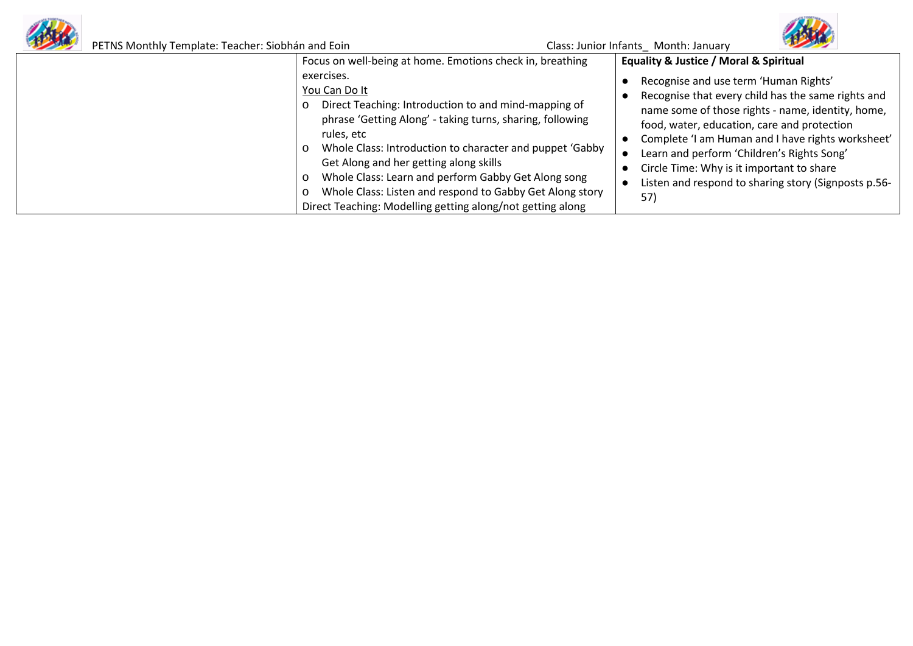| | | |
|---|---|---|
| | Focus on well-being at home. Emotions check in, breathing exercises.<br>You Can Do It<br>o Direct Teaching: Introduction to and mind-mapping of phrase 'Getting Along' - taking turns, sharing, following rules, etc<br>o Whole Class: Introduction to character and puppet 'Gabby Get Along and her getting along skills<br>o Whole Class: Learn and perform Gabby Get Along song<br>o Whole Class: Listen and respond to Gabby Get Along story<br>Direct Teaching: Modelling getting along/not getting along | **Equality & Justice / Moral & Spiritual**<br>● Recognise and use term 'Human Rights'<br>● Recognise that every child has the same rights and name some of those rights - name, identity, home, food, water, education, care and protection<br>● Complete 'I am Human and I have rights worksheet'<br>● Learn and perform 'Children's Rights Song'<br>● Circle Time: Why is it important to share<br>● Listen and respond to sharing story (Signposts p.56-57) |